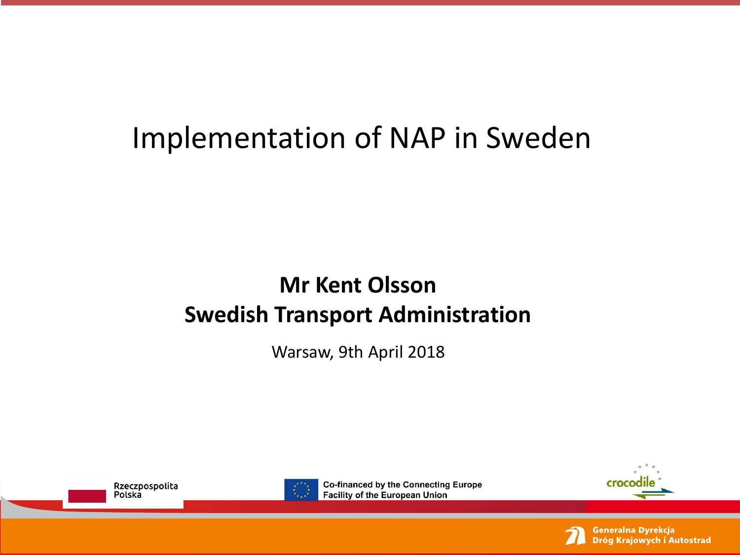# Implementation of NAP in Sweden

**Mr Kent Olsson**
**Swedish Transport Administration**

Warsaw, 9th April 2018

Rzeczpospolita Polska

Co-financed by the Connecting Europe Facility of the European Union

crocodile

Generalna Dyrekcja Dróg Krajowych i Autostrad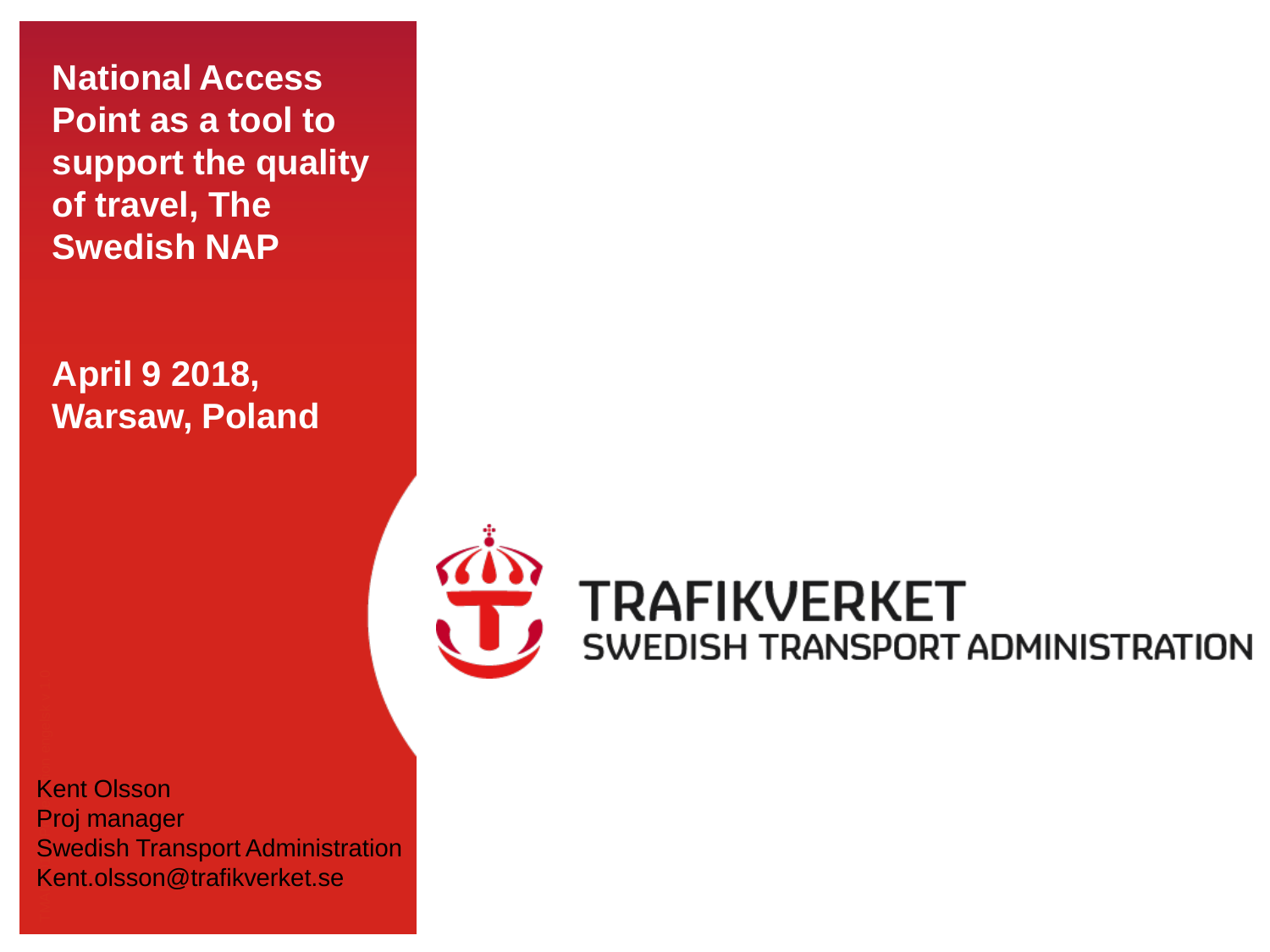# National Access Point as a tool to support the quality of travel, The Swedish NAP

**April 9 2018, Warsaw, Poland**

TRAFIKVERKET
SWEDISH TRANSPORT ADMINISTRATION

Kent Olsson
Proj manager
Swedish Transport Administration
Kent.olsson@trafikverket.se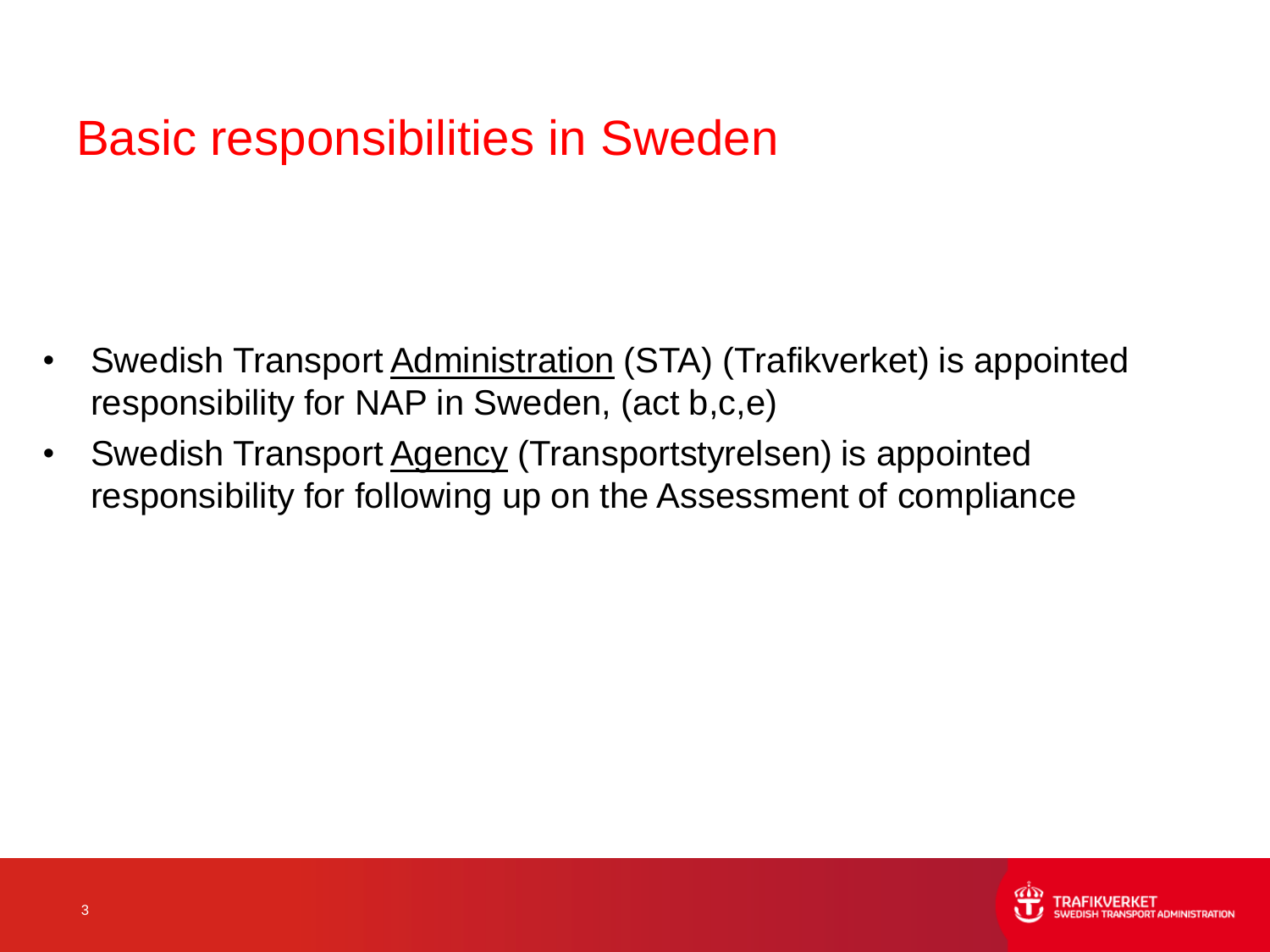# Basic responsibilities in Sweden

- Swedish Transport <u>Administration</u> (STA) (Trafikverket) is appointed responsibility for NAP in Sweden, (act b,c,e)
- Swedish Transport <u>Agency</u> (Transportstyrelsen) is appointed responsibility for following up on the Assessment of compliance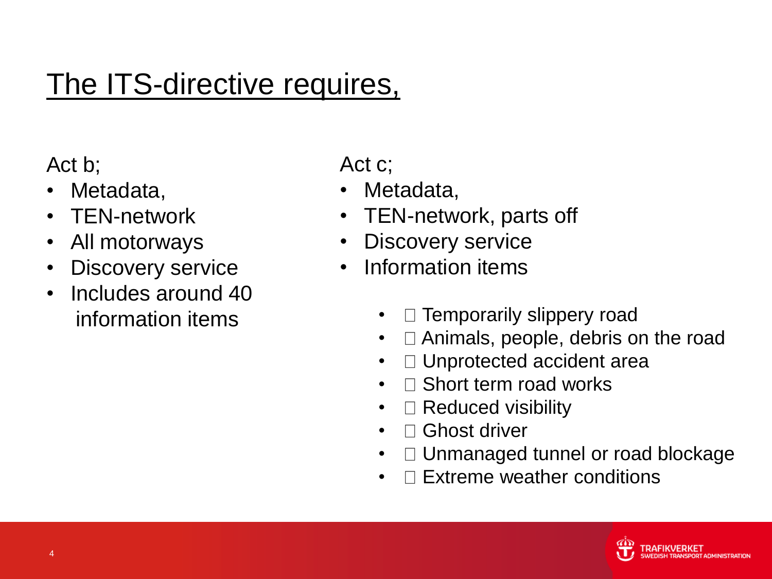# The ITS-directive requires,

Act b;

- Metadata,
- TEN-network
- All motorways
- Discovery service
- Includes around 40 information items

Act c;

- Metadata,
- TEN-network, parts off
- Discovery service
- Information items
  - □ Temporarily slippery road
  - □ Animals, people, debris on the road
  - □ Unprotected accident area
  - □ Short term road works
  - □ Reduced visibility
  - □ Ghost driver
  - □ Unmanaged tunnel or road blockage
  - □ Extreme weather conditions

TRAFIKVERKET
SWEDISH TRANSPORT ADMINISTRATION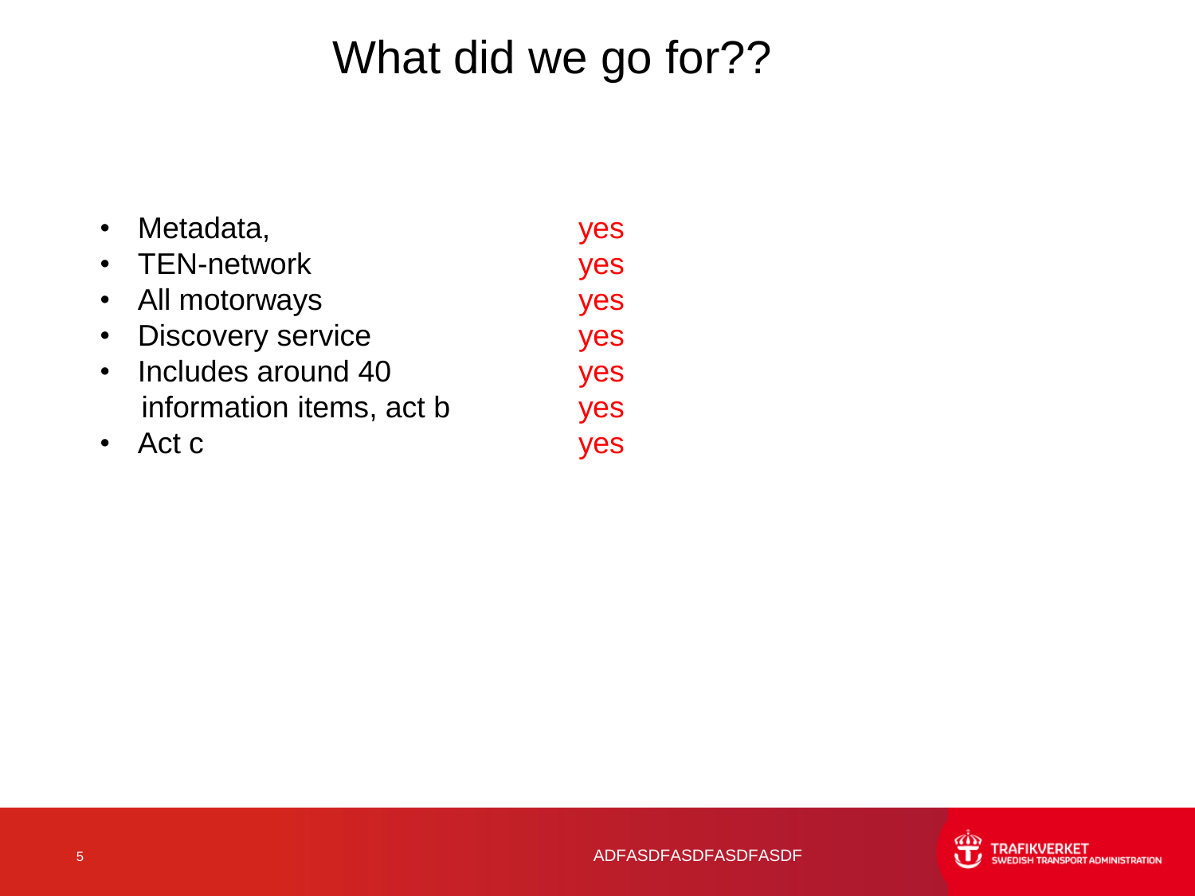# What did we go for??

- Metadata, yes
- TEN-network yes
- All motorways yes
- Discovery service yes
- Includes around 40 yes
  information items, act b yes
- Act c yes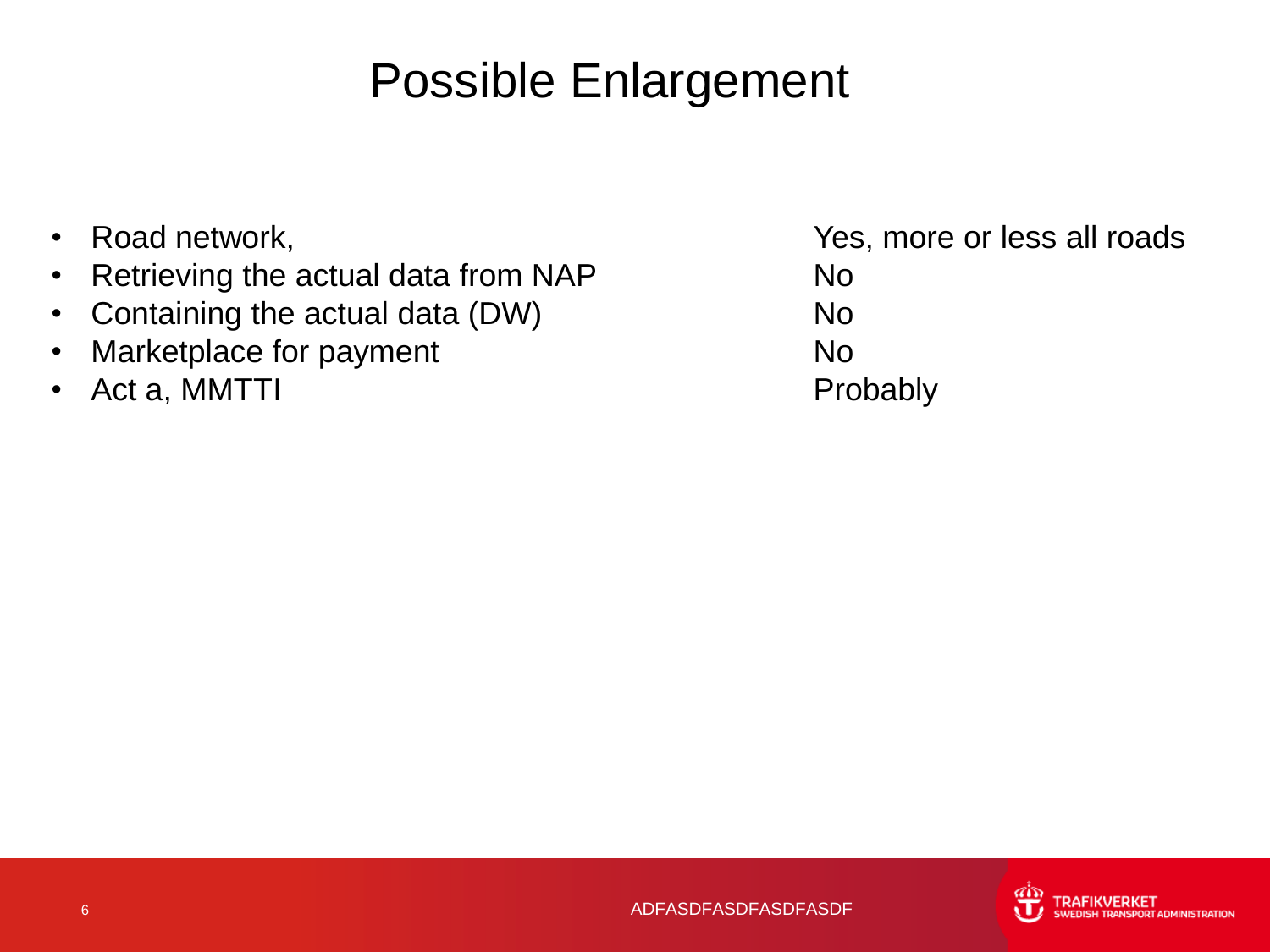# Possible Enlargement

| | |
|---|---|
| • Road network, | Yes, more or less all roads |
| • Retrieving the actual data from NAP | No |
| • Containing the actual data (DW) | No |
| • Marketplace for payment | No |
| • Act a, MMTTI | Probably |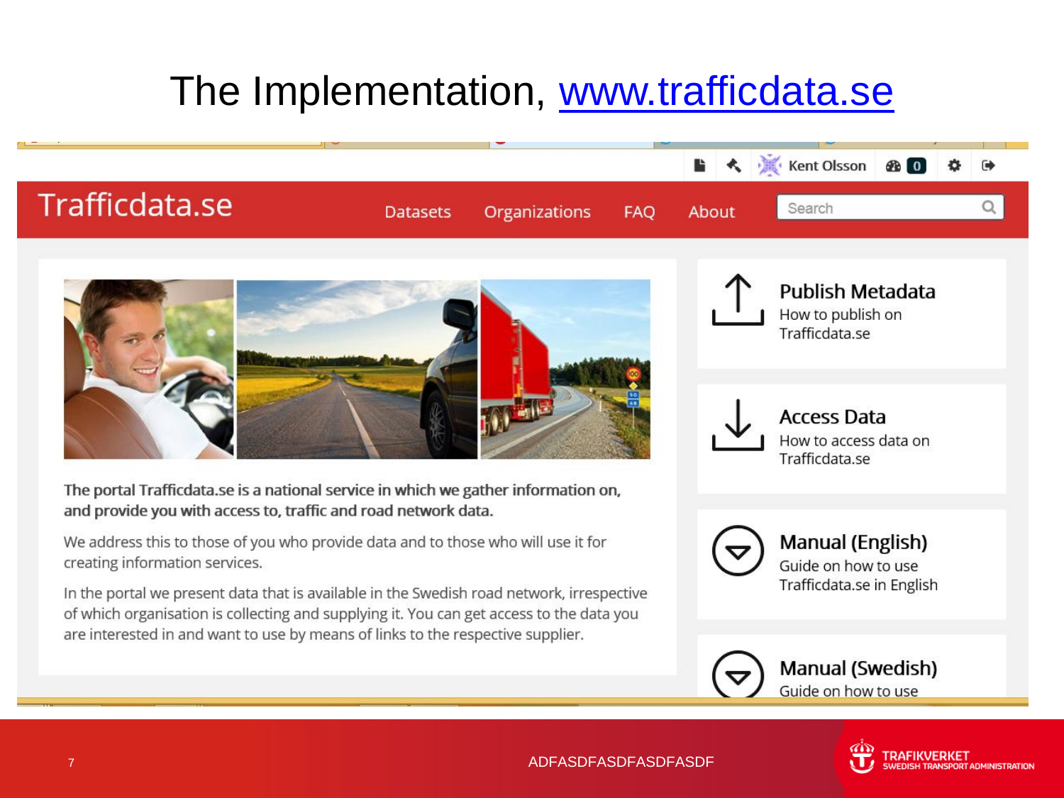# The Implementation, [www.trafficdata.se](www.trafficdata.se)

Kent Olsson 0

Trafficdata.se

Datasets Organizations FAQ About Search

**Publish Metadata**
How to publish on Trafficdata.se

**Access Data**
How to access data on Trafficdata.se

**Manual (English)**
Guide on how to use Trafficdata.se in English

**Manual (Swedish)**
Guide on how to use

The portal Trafficdata.se is a national service in which we gather information on, and provide you with access to, traffic and road network data.

We address this to those of you who provide data and to those who will use it for creating information services.

In the portal we present data that is available in the Swedish road network, irrespective of which organisation is collecting and supplying it. You can get access to the data you are interested in and want to use by means of links to the respective supplier.

ADFASDFASDFASDFASDF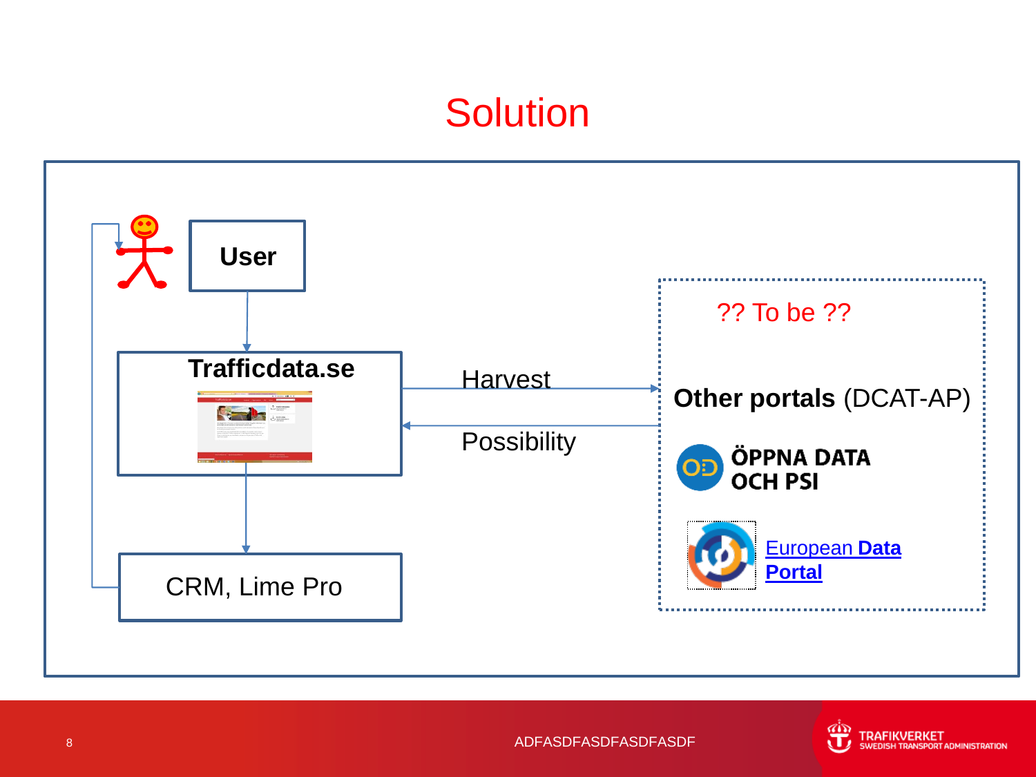# Solution

User

Trafficdata.se

Harvest

Possibility

CRM, Lime Pro

?? To be ??

**Other portals** (DCAT-AP)

ÖPPNA DATA OCH PSI

European **Data Portal**

ADFASDFASDFASDFASDF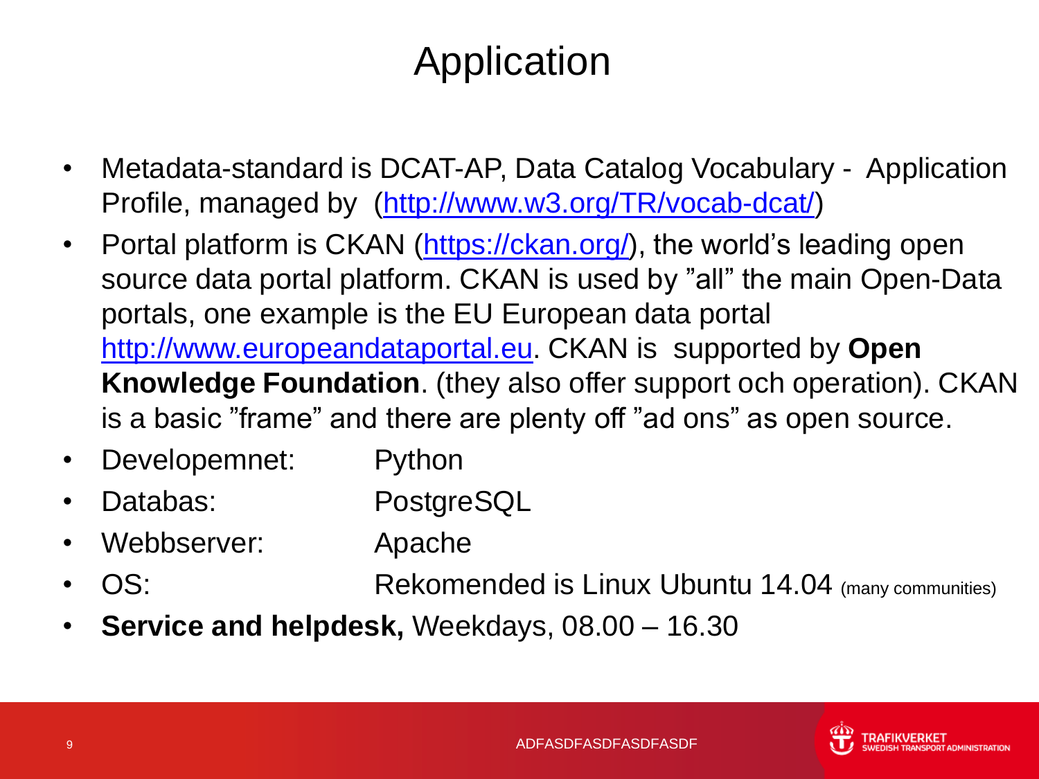# Application

- Metadata-standard is DCAT-AP, Data Catalog Vocabulary - Application Profile, managed by (http://www.w3.org/TR/vocab-dcat/)
- Portal platform is CKAN (https://ckan.org/), the world's leading open source data portal platform. CKAN is used by "all" the main Open-Data portals, one example is the EU European data portal http://www.europeandataportal.eu. CKAN is supported by **Open Knowledge Foundation**. (they also offer support och operation). CKAN is a basic "frame" and there are plenty off "ad ons" as open source.
- Developemnet: Python
- Databas: PostgreSQL
- Webbserver: Apache
- OS: Rekomended is Linux Ubuntu 14.04 (many communities)
- **Service and helpdesk,** Weekdays, 08.00 – 16.30

ADFASDFASDFASDFASDF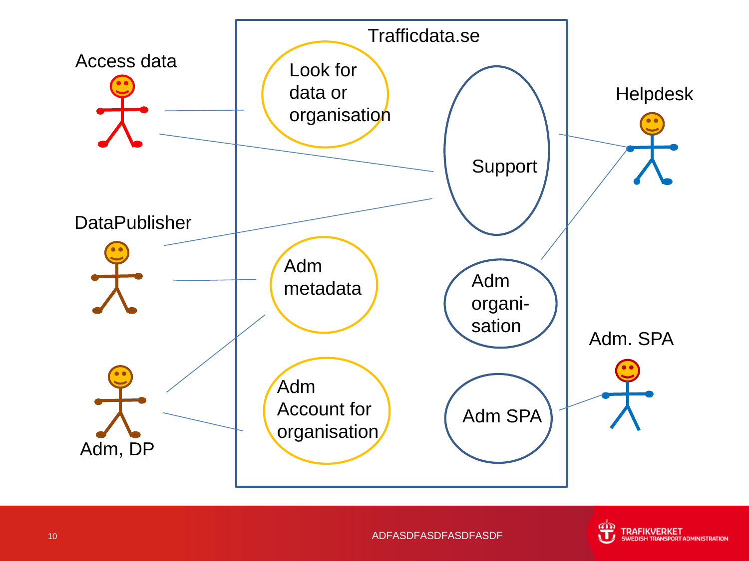Trafficdata.se

Access data

DataPublisher

Adm, DP

Helpdesk

Adm. SPA

Look for data or organisation

Support

Adm metadata

Adm organi-sation

Adm Account for organisation

Adm SPA

ADFASDFASDFASDFASDF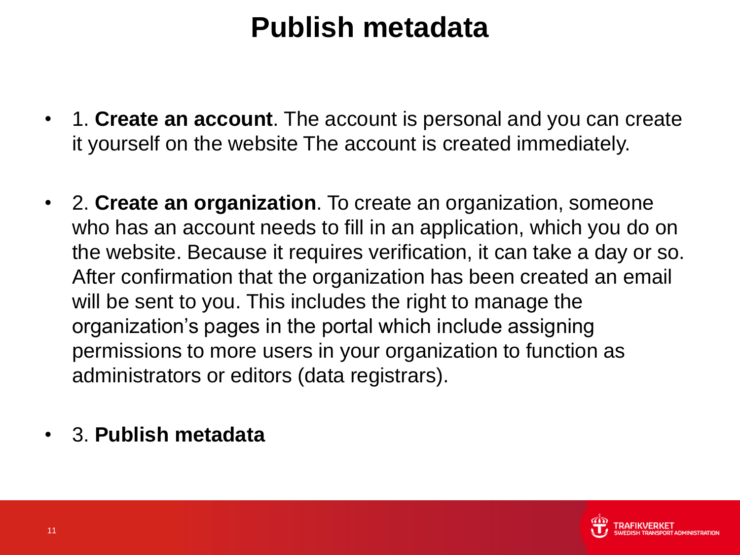# Publish metadata

- 1. **Create an account**. The account is personal and you can create it yourself on the website The account is created immediately.

- 2. **Create an organization**. To create an organization, someone who has an account needs to fill in an application, which you do on the website. Because it requires verification, it can take a day or so. After confirmation that the organization has been created an email will be sent to you. This includes the right to manage the organization's pages in the portal which include assigning permissions to more users in your organization to function as administrators or editors (data registrars).

- 3. **Publish metadata**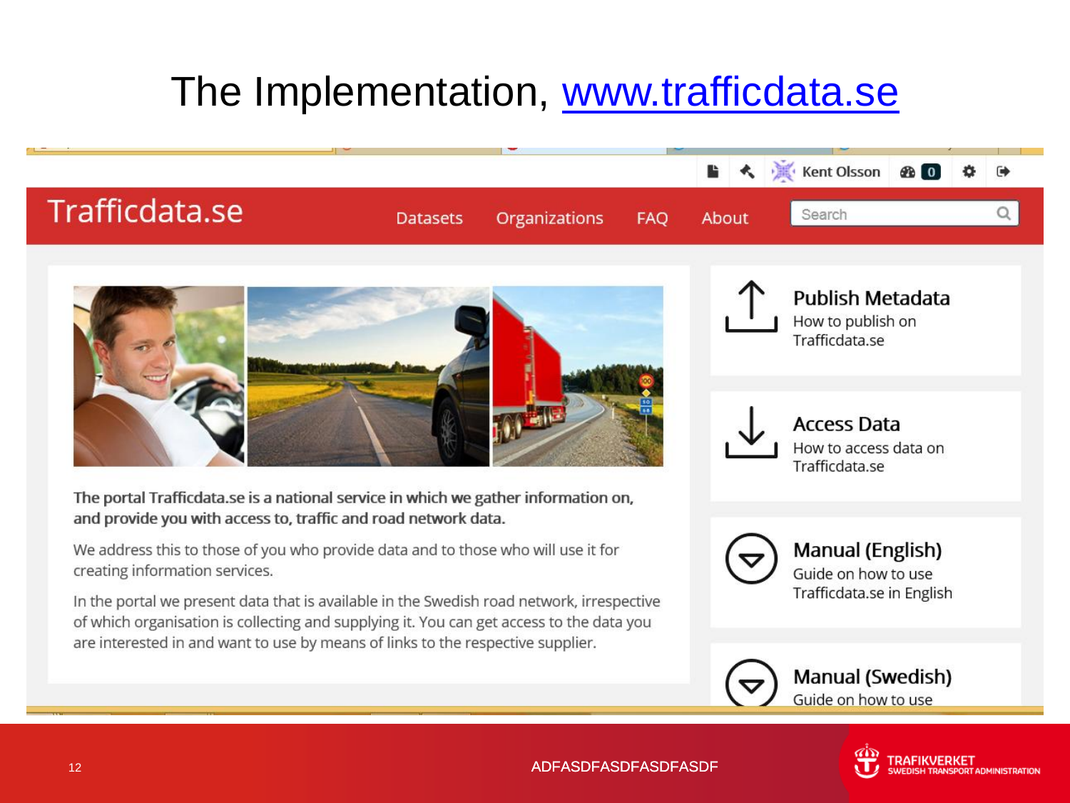# The Implementation, www.trafficdata.se

Kent Olsson 0

Trafficdata.se

Datasets Organizations FAQ About Search

**The portal Trafficdata.se is a national service in which we gather information on, and provide you with access to, traffic and road network data.**

We address this to those of you who provide data and to those who will use it for creating information services.

In the portal we present data that is available in the Swedish road network, irrespective of which organisation is collecting and supplying it. You can get access to the data you are interested in and want to use by means of links to the respective supplier.

**Publish Metadata**
How to publish on Trafficdata.se

**Access Data**
How to access data on Trafficdata.se

**Manual (English)**
Guide on how to use Trafficdata.se in English

**Manual (Swedish)**
Guide on how to use

ADFASDFASDFASDFASDF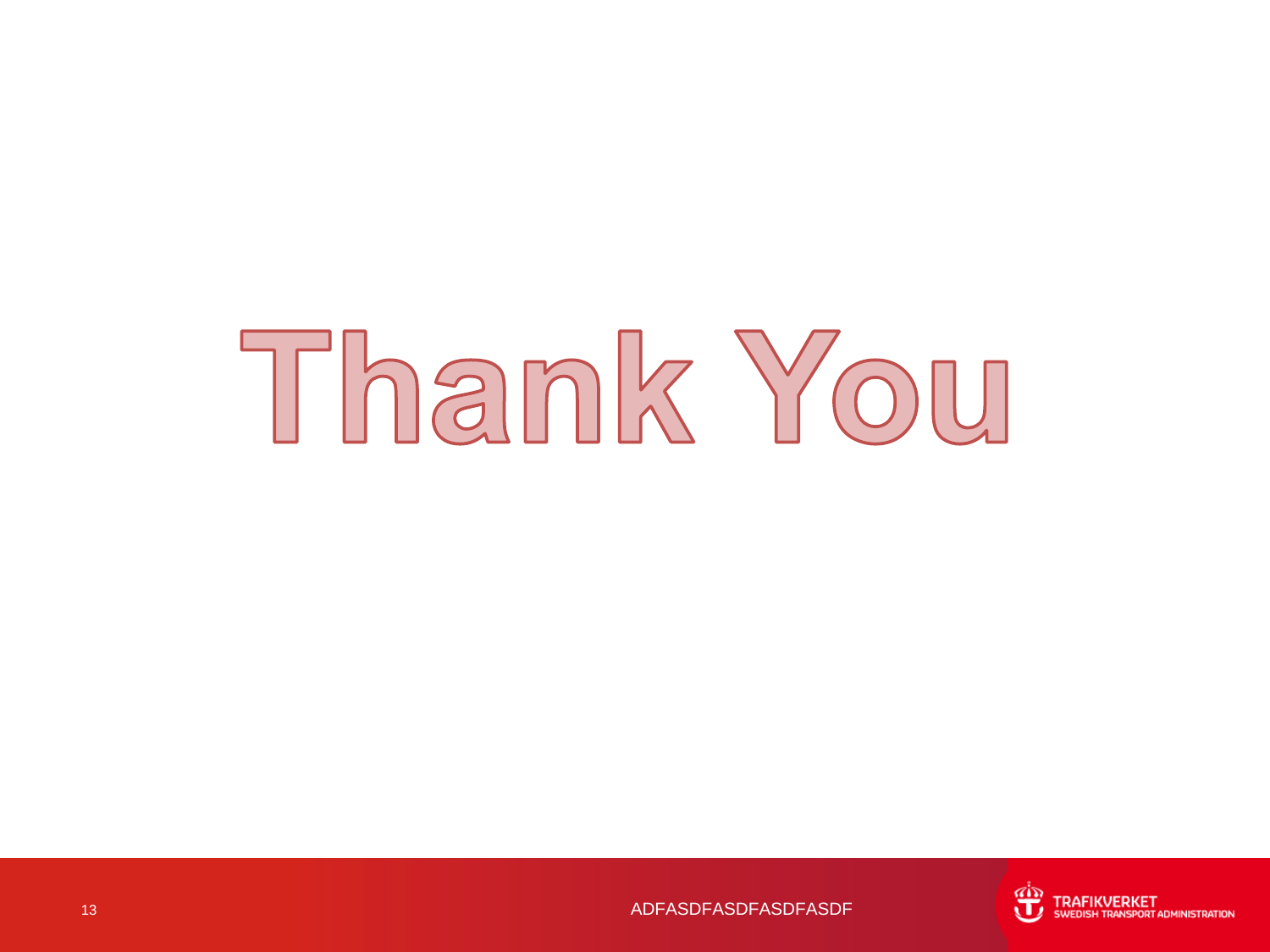# Thank You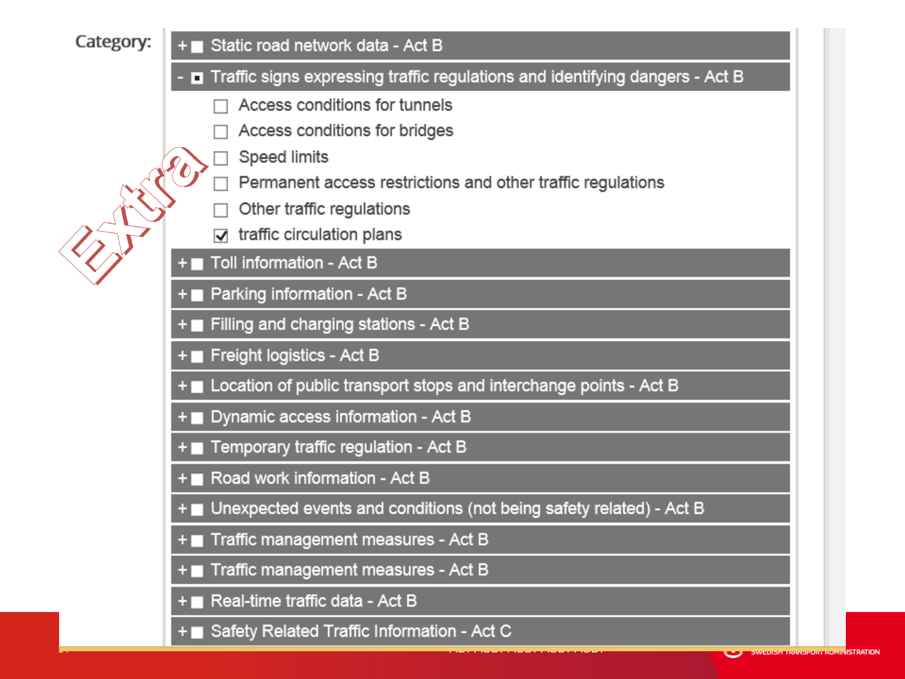Category:

- + Static road network data - Act B
- - Traffic signs expressing traffic regulations and identifying dangers - Act B
  - [ ] Access conditions for tunnels
  - [ ] Access conditions for bridges
  - [ ] Speed limits
  - [ ] Permanent access restrictions and other traffic regulations
  - [ ] Other traffic regulations
  - [x] traffic circulation plans
- + Toll information - Act B
- + Parking information - Act B
- + Filling and charging stations - Act B
- + Freight logistics - Act B
- + Location of public transport stops and interchange points - Act B
- + Dynamic access information - Act B
- + Temporary traffic regulation - Act B
- + Road work information - Act B
- + Unexpected events and conditions (not being safety related) - Act B
- + Traffic management measures - Act B
- + Traffic management measures - Act B
- + Real-time traffic data - Act B
- + Safety Related Traffic Information - Act C

Extra